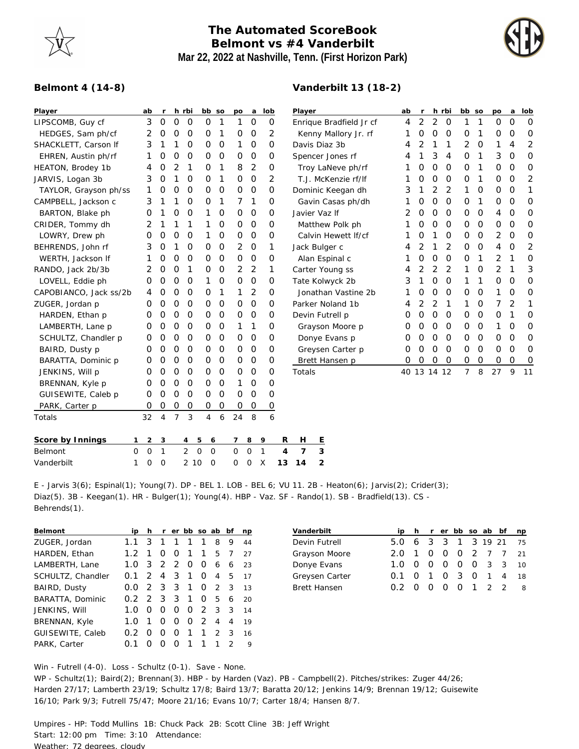# The Automated ScoreBook
## Belmont vs #4 Vanderbilt
### Mar 22, 2022 at Nashville, Tenn. (First Horizon Park)

**Belmont 4 (14-8)**

| Player | ab | r | h | rbi | bb | so | po | a | lob |
|---|---|---|---|---|---|---|---|---|---|
| LIPSCOMB, Guy cf | 3 | 0 | 0 | 0 | 0 | 1 | 1 | 0 | 0 |
| HEDGES, Sam ph/cf | 2 | 0 | 0 | 0 | 0 | 1 | 0 | 0 | 2 |
| SHACKLETT, Carson lf | 3 | 1 | 1 | 0 | 0 | 0 | 1 | 0 | 0 |
| EHREN, Austin ph/rf | 1 | 0 | 0 | 0 | 0 | 0 | 0 | 0 | 0 |
| HEATON, Brodey 1b | 4 | 0 | 2 | 1 | 0 | 1 | 8 | 2 | 0 |
| JARVIS, Logan 3b | 3 | 0 | 1 | 0 | 0 | 1 | 0 | 0 | 2 |
| TAYLOR, Grayson ph/ss | 1 | 0 | 0 | 0 | 0 | 0 | 0 | 0 | 0 |
| CAMPBELL, Jackson c | 3 | 1 | 1 | 0 | 0 | 1 | 7 | 1 | 0 |
| BARTON, Blake ph | 0 | 1 | 0 | 0 | 1 | 0 | 0 | 0 | 0 |
| CRIDER, Tommy dh | 2 | 1 | 1 | 1 | 1 | 0 | 0 | 0 | 0 |
| LOWRY, Drew ph | 0 | 0 | 0 | 0 | 1 | 0 | 0 | 0 | 0 |
| BEHRENDS, John rf | 3 | 0 | 1 | 0 | 0 | 0 | 2 | 0 | 1 |
| WERTH, Jackson lf | 1 | 0 | 0 | 0 | 0 | 0 | 0 | 0 | 0 |
| RANDO, Jack 2b/3b | 2 | 0 | 0 | 1 | 0 | 0 | 2 | 2 | 1 |
| LOVELL, Eddie ph | 0 | 0 | 0 | 0 | 1 | 0 | 0 | 0 | 0 |
| CAPOBIANCO, Jack ss/2b | 4 | 0 | 0 | 0 | 0 | 1 | 1 | 2 | 0 |
| ZUGER, Jordan p | 0 | 0 | 0 | 0 | 0 | 0 | 0 | 0 | 0 |
| HARDEN, Ethan p | 0 | 0 | 0 | 0 | 0 | 0 | 0 | 0 | 0 |
| LAMBERTH, Lane p | 0 | 0 | 0 | 0 | 0 | 0 | 1 | 1 | 0 |
| SCHULTZ, Chandler p | 0 | 0 | 0 | 0 | 0 | 0 | 0 | 0 | 0 |
| BAIRD, Dusty p | 0 | 0 | 0 | 0 | 0 | 0 | 0 | 0 | 0 |
| BARATTA, Dominic p | 0 | 0 | 0 | 0 | 0 | 0 | 0 | 0 | 0 |
| JENKINS, Will p | 0 | 0 | 0 | 0 | 0 | 0 | 0 | 0 | 0 |
| BRENNAN, Kyle p | 0 | 0 | 0 | 0 | 0 | 0 | 1 | 0 | 0 |
| GUISEWITE, Caleb p | 0 | 0 | 0 | 0 | 0 | 0 | 0 | 0 | 0 |
| PARK, Carter p | 0 | 0 | 0 | 0 | 0 | 0 | 0 | 0 | 0 |
| Totals | 32 | 4 | 7 | 3 | 4 | 6 | 24 | 8 | 6 |

**Vanderbilt 13 (18-2)**

| Player | ab | r | h | rbi | bb | so | po | a | lob |
|---|---|---|---|---|---|---|---|---|---|
| Enrique Bradfield Jr cf | 4 | 2 | 2 | 0 | 1 | 1 | 0 | 0 | 0 |
| Kenny Mallory Jr. rf | 1 | 0 | 0 | 0 | 0 | 1 | 0 | 0 | 0 |
| Davis Diaz 3b | 4 | 2 | 1 | 1 | 2 | 0 | 1 | 4 | 2 |
| Spencer Jones rf | 4 | 1 | 3 | 4 | 0 | 1 | 3 | 0 | 0 |
| Troy LaNeve ph/rf | 1 | 0 | 0 | 0 | 0 | 1 | 0 | 0 | 0 |
| T.J. McKenzie rf/lf | 1 | 0 | 0 | 0 | 0 | 1 | 0 | 0 | 2 |
| Dominic Keegan dh | 3 | 1 | 2 | 2 | 1 | 0 | 0 | 0 | 1 |
| Gavin Casas ph/dh | 1 | 0 | 0 | 0 | 0 | 1 | 0 | 0 | 0 |
| Javier Vaz lf | 2 | 0 | 0 | 0 | 0 | 0 | 4 | 0 | 0 |
| Matthew Polk ph | 1 | 0 | 0 | 0 | 0 | 0 | 0 | 0 | 0 |
| Calvin Hewett lf/cf | 1 | 0 | 1 | 0 | 0 | 0 | 2 | 0 | 0 |
| Jack Bulger c | 4 | 2 | 1 | 2 | 0 | 0 | 4 | 0 | 2 |
| Alan Espinal c | 1 | 0 | 0 | 0 | 0 | 1 | 2 | 1 | 0 |
| Carter Young ss | 4 | 2 | 2 | 2 | 1 | 0 | 2 | 1 | 3 |
| Tate Kolwyck 2b | 3 | 1 | 0 | 0 | 1 | 1 | 0 | 0 | 0 |
| Jonathan Vastine 2b | 1 | 0 | 0 | 0 | 0 | 0 | 1 | 0 | 0 |
| Parker Noland 1b | 4 | 2 | 2 | 1 | 1 | 0 | 7 | 2 | 1 |
| Devin Futrell p | 0 | 0 | 0 | 0 | 0 | 0 | 0 | 1 | 0 |
| Grayson Moore p | 0 | 0 | 0 | 0 | 0 | 0 | 1 | 0 | 0 |
| Donye Evans p | 0 | 0 | 0 | 0 | 0 | 0 | 0 | 0 | 0 |
| Greysen Carter p | 0 | 0 | 0 | 0 | 0 | 0 | 0 | 0 | 0 |
| Brett Hansen p | 0 | 0 | 0 | 0 | 0 | 0 | 0 | 0 | 0 |
| Totals | 40 | 13 | 14 | 12 | 7 | 8 | 27 | 9 | 11 |

| Score by Innings | 1 | 2 | 3 | 4 | 5 | 6 | 7 | 8 | 9 | R | H | E |
|---|---|---|---|---|---|---|---|---|---|---|---|---|
| Belmont | 0 | 0 | 1 | 2 | 0 | 0 | 0 | 0 | 1 | 4 | 7 | 3 |
| Vanderbilt | 1 | 0 | 0 | 2 | 10 | 0 | 0 | 0 | X | 13 | 14 | 2 |

E - Jarvis 3(6); Espinal(1); Young(7). DP - BEL 1. LOB - BEL 6; VU 11. 2B - Heaton(6); Jarvis(2); Crider(3); Diaz(5). 3B - Keegan(1). HR - Bulger(1); Young(4). HBP - Vaz. SF - Rando(1). SB - Bradfield(13). CS - Behrends(1).

| Belmont | ip | h | r | er | bb | so | ab | bf | np |
|---|---|---|---|---|---|---|---|---|---|
| ZUGER, Jordan | 1.1 | 3 | 1 | 1 | 1 | 1 | 8 | 9 | 44 |
| HARDEN, Ethan | 1.2 | 1 | 0 | 0 | 1 | 1 | 5 | 7 | 27 |
| LAMBERTH, Lane | 1.0 | 3 | 2 | 2 | 0 | 0 | 6 | 6 | 23 |
| SCHULTZ, Chandler | 0.1 | 2 | 4 | 3 | 1 | 0 | 4 | 5 | 17 |
| BAIRD, Dusty | 0.0 | 2 | 3 | 3 | 1 | 0 | 2 | 3 | 13 |
| BARATTA, Dominic | 0.2 | 2 | 3 | 3 | 1 | 0 | 5 | 6 | 20 |
| JENKINS, Will | 1.0 | 0 | 0 | 0 | 0 | 2 | 3 | 3 | 14 |
| BRENNAN, Kyle | 1.0 | 1 | 0 | 0 | 0 | 2 | 4 | 4 | 19 |
| GUISEWITE, Caleb | 0.2 | 0 | 0 | 0 | 1 | 1 | 2 | 3 | 16 |
| PARK, Carter | 0.1 | 0 | 0 | 0 | 1 | 1 | 1 | 2 | 9 |

| Vanderbilt | ip | h | r | er | bb | so | ab | bf | np |
|---|---|---|---|---|---|---|---|---|---|
| Devin Futrell | 5.0 | 6 | 3 | 3 | 1 | 3 | 19 | 21 | 75 |
| Grayson Moore | 2.0 | 1 | 0 | 0 | 0 | 2 | 7 | 7 | 21 |
| Donye Evans | 1.0 | 0 | 0 | 0 | 0 | 0 | 3 | 3 | 10 |
| Greysen Carter | 0.1 | 0 | 1 | 0 | 3 | 0 | 1 | 4 | 18 |
| Brett Hansen | 0.2 | 0 | 0 | 0 | 0 | 1 | 2 | 2 | 8 |

Win - Futrell (4-0). Loss - Schultz (0-1). Save - None.
WP - Schultz(1); Baird(2); Brennan(3). HBP - by Harden (Vaz). PB - Campbell(2). Pitches/strikes: Zuger 44/26; Harden 27/17; Lamberth 23/19; Schultz 17/8; Baird 13/7; Baratta 20/12; Jenkins 14/9; Brennan 19/12; Guisewite 16/10; Park 9/3; Futrell 75/47; Moore 21/16; Evans 10/7; Carter 18/4; Hansen 8/7.

Umpires - HP: Todd Mullins 1B: Chuck Pack 2B: Scott Cline 3B: Jeff Wright
Start: 12:00 pm Time: 3:10 Attendance:
Weather: 72 degrees, cloudy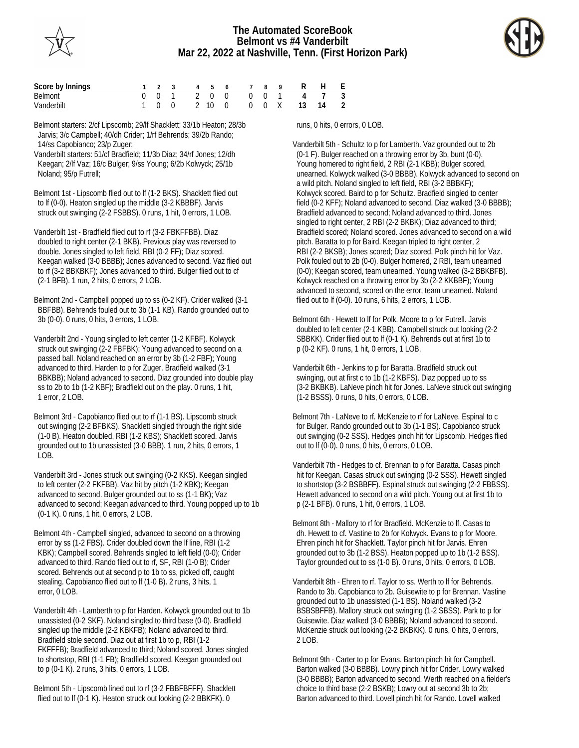# The Automated ScoreBook
## Belmont vs #4 Vanderbilt
## Mar 22, 2022 at Nashville, Tenn. (First Horizon Park)

| Score by Innings | 1 | 2 | 3 | 4 | 5 | 6 | 7 | 8 | 9 | R | H | E |
|---|---|---|---|---|---|---|---|---|---|---|---|---|
| Belmont | 0 | 0 | 1 | 2 | 0 | 0 | 0 | 0 | 1 | 4 | 7 | 3 |
| Vanderbilt | 1 | 0 | 0 | 2 | 10 | 0 | 0 | 0 | X | 13 | 14 | 2 |

Belmont starters: 2/cf Lipscomb; 29/lf Shacklett; 33/1b Heaton; 28/3b Jarvis; 3/c Campbell; 40/dh Crider; 1/rf Behrends; 39/2b Rando; 14/ss Capobianco; 23/p Zuger;

Vanderbilt starters: 51/cf Bradfield; 11/3b Diaz; 34/rf Jones; 12/dh Keegan; 2/lf Vaz; 16/c Bulger; 9/ss Young; 6/2b Kolwyck; 25/1b Noland; 95/p Futrell;

Belmont 1st - Lipscomb flied out to lf (1-2 BKS). Shacklett flied out to lf (0-0). Heaton singled up the middle (3-2 KBBBF). Jarvis struck out swinging (2-2 FSBBS). 0 runs, 1 hit, 0 errors, 1 LOB.

Vanderbilt 1st - Bradfield flied out to rf (3-2 FBKFFBB). Diaz doubled to right center (2-1 BKB). Previous play was reversed to double. Jones singled to left field, RBI (0-2 FF); Diaz scored. Keegan walked (3-0 BBBB); Jones advanced to second. Vaz flied out to rf (3-2 BBKBKF); Jones advanced to third. Bulger flied out to cf (2-1 BFB). 1 run, 2 hits, 0 errors, 2 LOB.

Belmont 2nd - Campbell popped up to ss (0-2 KF). Crider walked (3-1 BBFBB). Behrends fouled out to 3b (1-1 KB). Rando grounded out to 3b (0-0). 0 runs, 0 hits, 0 errors, 1 LOB.

Vanderbilt 2nd - Young singled to left center (1-2 KFBF). Kolwyck struck out swinging (2-2 FBFBK); Young advanced to second on a passed ball. Noland reached on an error by 3b (1-2 FBF); Young advanced to third. Harden to p for Zuger. Bradfield walked (3-1 BBKBB); Noland advanced to second. Diaz grounded into double play ss to 2b to 1b (1-2 KBF); Bradfield out on the play. 0 runs, 1 hit, 1 error, 2 LOB.

Belmont 3rd - Capobianco flied out to rf (1-1 BS). Lipscomb struck out swinging (2-2 BFBKS). Shacklett singled through the right side (1-0 B). Heaton doubled, RBI (1-2 KBS); Shacklett scored. Jarvis grounded out to 1b unassisted (3-0 BBB). 1 run, 2 hits, 0 errors, 1 LOB.

Vanderbilt 3rd - Jones struck out swinging (0-2 KKS). Keegan singled to left center (2-2 FKFBB). Vaz hit by pitch (1-2 KBK); Keegan advanced to second. Bulger grounded out to ss (1-1 BK); Vaz advanced to second; Keegan advanced to third. Young popped up to 1b (0-1 K). 0 runs, 1 hit, 0 errors, 2 LOB.

Belmont 4th - Campbell singled, advanced to second on a throwing error by ss (1-2 FBS). Crider doubled down the lf line, RBI (1-2 KBK); Campbell scored. Behrends singled to left field (0-0); Crider advanced to third. Rando flied out to rf, SF, RBI (1-0 B); Crider scored. Behrends out at second p to 1b to ss, picked off, caught stealing. Capobianco flied out to lf (1-0 B). 2 runs, 3 hits, 1 error, 0 LOB.

Vanderbilt 4th - Lamberth to p for Harden. Kolwyck grounded out to 1b unassisted (0-2 SKF). Noland singled to third base (0-0). Bradfield singled up the middle (2-2 KBKFB); Noland advanced to third. Bradfield stole second. Diaz out at first 1b to p, RBI (1-2 FKFFFB); Bradfield advanced to third; Noland scored. Jones singled to shortstop, RBI (1-1 FB); Bradfield scored. Keegan grounded out to p (0-1 K). 2 runs, 3 hits, 0 errors, 1 LOB.

Belmont 5th - Lipscomb lined out to rf (3-2 FBBFBFFF). Shacklett flied out to lf (0-1 K). Heaton struck out looking (2-2 BBKFK). 0 runs, 0 hits, 0 errors, 0 LOB.

Vanderbilt 5th - Schultz to p for Lamberth. Vaz grounded out to 2b (0-1 F). Bulger reached on a throwing error by 3b, bunt (0-0). Young homered to right field, 2 RBI (2-1 KBB); Bulger scored, unearned. Kolwyck walked (3-0 BBBB). Kolwyck advanced to second on a wild pitch. Noland singled to left field, RBI (3-2 BBBKF); Kolwyck scored. Baird to p for Schultz. Bradfield singled to center field (0-2 KFF); Noland advanced to second. Diaz walked (3-0 BBBB); Bradfield advanced to second; Noland advanced to third. Jones singled to right center, 2 RBI (2-2 BKBK); Diaz advanced to third; Bradfield scored; Noland scored. Jones advanced to second on a wild pitch. Baratta to p for Baird. Keegan tripled to right center, 2 RBI (2-2 BKSB); Jones scored; Diaz scored. Polk pinch hit for Vaz. Polk fouled out to 2b (0-0). Bulger homered, 2 RBI, team unearned (0-0); Keegan scored, team unearned. Young walked (3-2 BBKBFB). Kolwyck reached on a throwing error by 3b (2-2 KKBBF); Young advanced to second, scored on the error, team unearned. Noland flied out to lf (0-0). 10 runs, 6 hits, 2 errors, 1 LOB.

Belmont 6th - Hewett to lf for Polk. Moore to p for Futrell. Jarvis doubled to left center (2-1 KBB). Campbell struck out looking (2-2 SBBKK). Crider flied out to lf (0-1 K). Behrends out at first 1b to p (0-2 KF). 0 runs, 1 hit, 0 errors, 1 LOB.

Vanderbilt 6th - Jenkins to p for Baratta. Bradfield struck out swinging, out at first c to 1b (1-2 KBFS). Diaz popped up to ss (3-2 BKBKB). LaNeve pinch hit for Jones. LaNeve struck out swinging (1-2 BSSS). 0 runs, 0 hits, 0 errors, 0 LOB.

Belmont 7th - LaNeve to rf. McKenzie to rf for LaNeve. Espinal to c for Bulger. Rando grounded out to 3b (1-1 BS). Capobianco struck out swinging (0-2 SSS). Hedges pinch hit for Lipscomb. Hedges flied out to lf (0-0). 0 runs, 0 hits, 0 errors, 0 LOB.

Vanderbilt 7th - Hedges to cf. Brennan to p for Baratta. Casas pinch hit for Keegan. Casas struck out swinging (0-2 SSS). Hewett singled to shortstop (3-2 BSBBFF). Espinal struck out swinging (2-2 FBBSS). Hewett advanced to second on a wild pitch. Young out at first 1b to p (2-1 BFB). 0 runs, 1 hit, 0 errors, 1 LOB.

Belmont 8th - Mallory to rf for Bradfield. McKenzie to lf. Casas to dh. Hewett to cf. Vastine to 2b for Kolwyck. Evans to p for Moore. Ehren pinch hit for Shacklett. Taylor pinch hit for Jarvis. Ehren grounded out to 3b (1-2 BSS). Heaton popped up to 1b (1-2 BSS). Taylor grounded out to ss (1-0 B). 0 runs, 0 hits, 0 errors, 0 LOB.

Vanderbilt 8th - Ehren to rf. Taylor to ss. Werth to lf for Behrends. Rando to 3b. Capobianco to 2b. Guisewite to p for Brennan. Vastine grounded out to 1b unassisted (1-1 BS). Noland walked (3-2 BSBSBFFB). Mallory struck out swinging (1-2 SBSS). Park to p for Guisewite. Diaz walked (3-0 BBBB); Noland advanced to second. McKenzie struck out looking (2-2 BKBKK). 0 runs, 0 hits, 0 errors, 2 LOB.

Belmont 9th - Carter to p for Evans. Barton pinch hit for Campbell. Barton walked (3-0 BBBB). Lowry pinch hit for Crider. Lowry walked (3-0 BBBB); Barton advanced to second. Werth reached on a fielder's choice to third base (2-2 BSKB); Lowry out at second 3b to 2b; Barton advanced to third. Lovell pinch hit for Rando. Lovell walked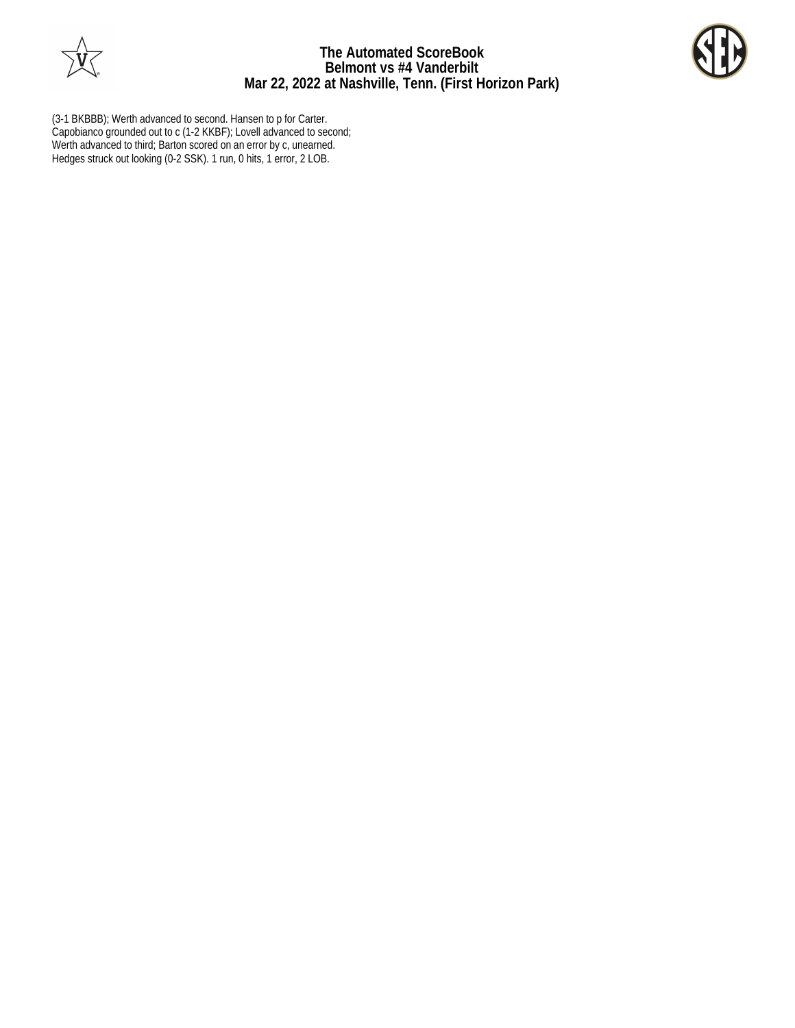(3-1 BKBBB); Werth advanced to second. Hansen to p for Carter.
Capobianco grounded out to c (1-2 KKBF); Lovell advanced to second;
Werth advanced to third; Barton scored on an error by c, unearned.
Hedges struck out looking (0-2 SSK). 1 run, 0 hits, 1 error, 2 LOB.